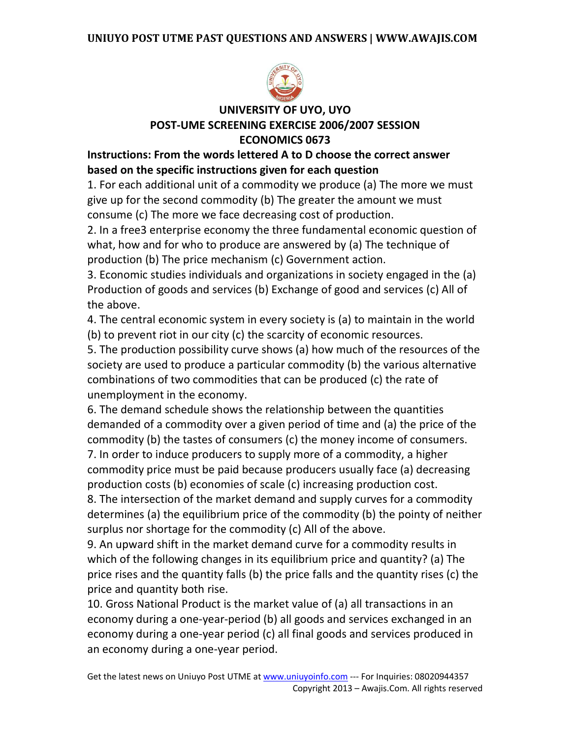# UNIVERSITY OF UYO, UYO

## POST-UME SCREENING EXERCISE 2006/2007 SESSION

## ECONOMICS 0673

**Instructions: From the words lettered A to D choose the correct answer based on the specific instructions given for each question**

1. For each additional unit of a commodity we produce (a) The more we must give up for the second commodity (b) The greater the amount we must consume (c) The more we face decreasing cost of production.

2. In a free3 enterprise economy the three fundamental economic question of what, how and for who to produce are answered by (a) The technique of production (b) The price mechanism (c) Government action.

3. Economic studies individuals and organizations in society engaged in the (a) Production of goods and services (b) Exchange of good and services (c) All of the above.

4. The central economic system in every society is (a) to maintain in the world (b) to prevent riot in our city (c) the scarcity of economic resources.

5. The production possibility curve shows (a) how much of the resources of the society are used to produce a particular commodity (b) the various alternative combinations of two commodities that can be produced (c) the rate of unemployment in the economy.

6. The demand schedule shows the relationship between the quantities demanded of a commodity over a given period of time and (a) the price of the commodity (b) the tastes of consumers (c) the money income of consumers.

7. In order to induce producers to supply more of a commodity, a higher commodity price must be paid because producers usually face (a) decreasing production costs (b) economies of scale (c) increasing production cost.

8. The intersection of the market demand and supply curves for a commodity determines (a) the equilibrium price of the commodity (b) the pointy of neither surplus nor shortage for the commodity (c) All of the above.

9. An upward shift in the market demand curve for a commodity results in which of the following changes in its equilibrium price and quantity? (a) The price rises and the quantity falls (b) the price falls and the quantity rises (c) the price and quantity both rise.

10. Gross National Product is the market value of (a) all transactions in an economy during a one-year-period (b) all goods and services exchanged in an economy during a one-year period (c) all final goods and services produced in an economy during a one-year period.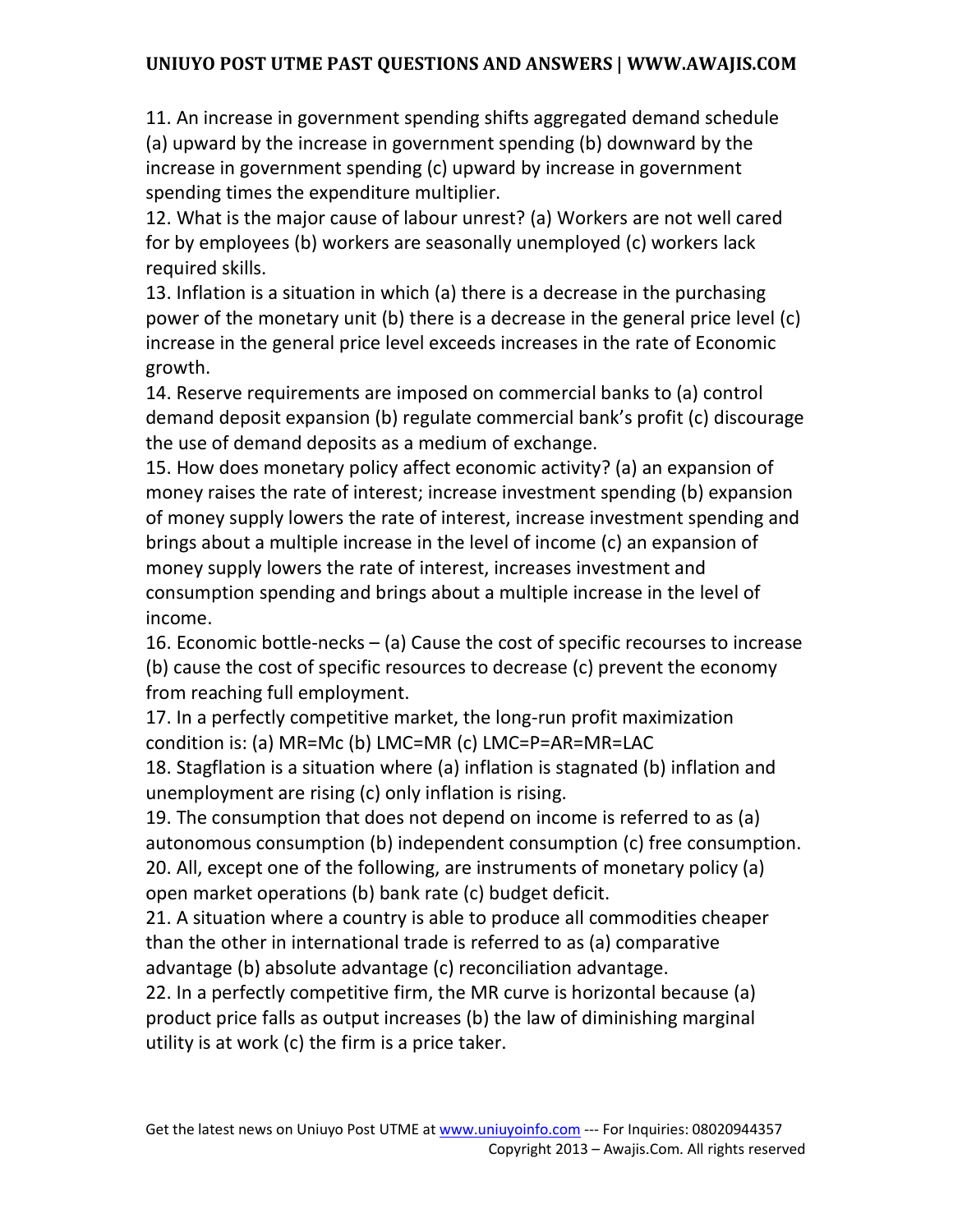11. An increase in government spending shifts aggregated demand schedule (a) upward by the increase in government spending (b) downward by the increase in government spending (c) upward by increase in government spending times the expenditure multiplier.

12. What is the major cause of labour unrest? (a) Workers are not well cared for by employees (b) workers are seasonally unemployed (c) workers lack required skills.

13. Inflation is a situation in which (a) there is a decrease in the purchasing power of the monetary unit (b) there is a decrease in the general price level (c) increase in the general price level exceeds increases in the rate of Economic growth.

14. Reserve requirements are imposed on commercial banks to (a) control demand deposit expansion (b) regulate commercial bank's profit (c) discourage the use of demand deposits as a medium of exchange.

15. How does monetary policy affect economic activity? (a) an expansion of money raises the rate of interest; increase investment spending (b) expansion of money supply lowers the rate of interest, increase investment spending and brings about a multiple increase in the level of income (c) an expansion of money supply lowers the rate of interest, increases investment and consumption spending and brings about a multiple increase in the level of income.

16. Economic bottle-necks – (a) Cause the cost of specific recourses to increase (b) cause the cost of specific resources to decrease (c) prevent the economy from reaching full employment.

17. In a perfectly competitive market, the long-run profit maximization condition is: (a) MR=Mc (b) LMC=MR (c) LMC=P=AR=MR=LAC

18. Stagflation is a situation where (a) inflation is stagnated (b) inflation and unemployment are rising (c) only inflation is rising.

19. The consumption that does not depend on income is referred to as (a) autonomous consumption (b) independent consumption (c) free consumption.

20. All, except one of the following, are instruments of monetary policy (a) open market operations (b) bank rate (c) budget deficit.

21. A situation where a country is able to produce all commodities cheaper than the other in international trade is referred to as (a) comparative advantage (b) absolute advantage (c) reconciliation advantage.

22. In a perfectly competitive firm, the MR curve is horizontal because (a) product price falls as output increases (b) the law of diminishing marginal utility is at work (c) the firm is a price taker.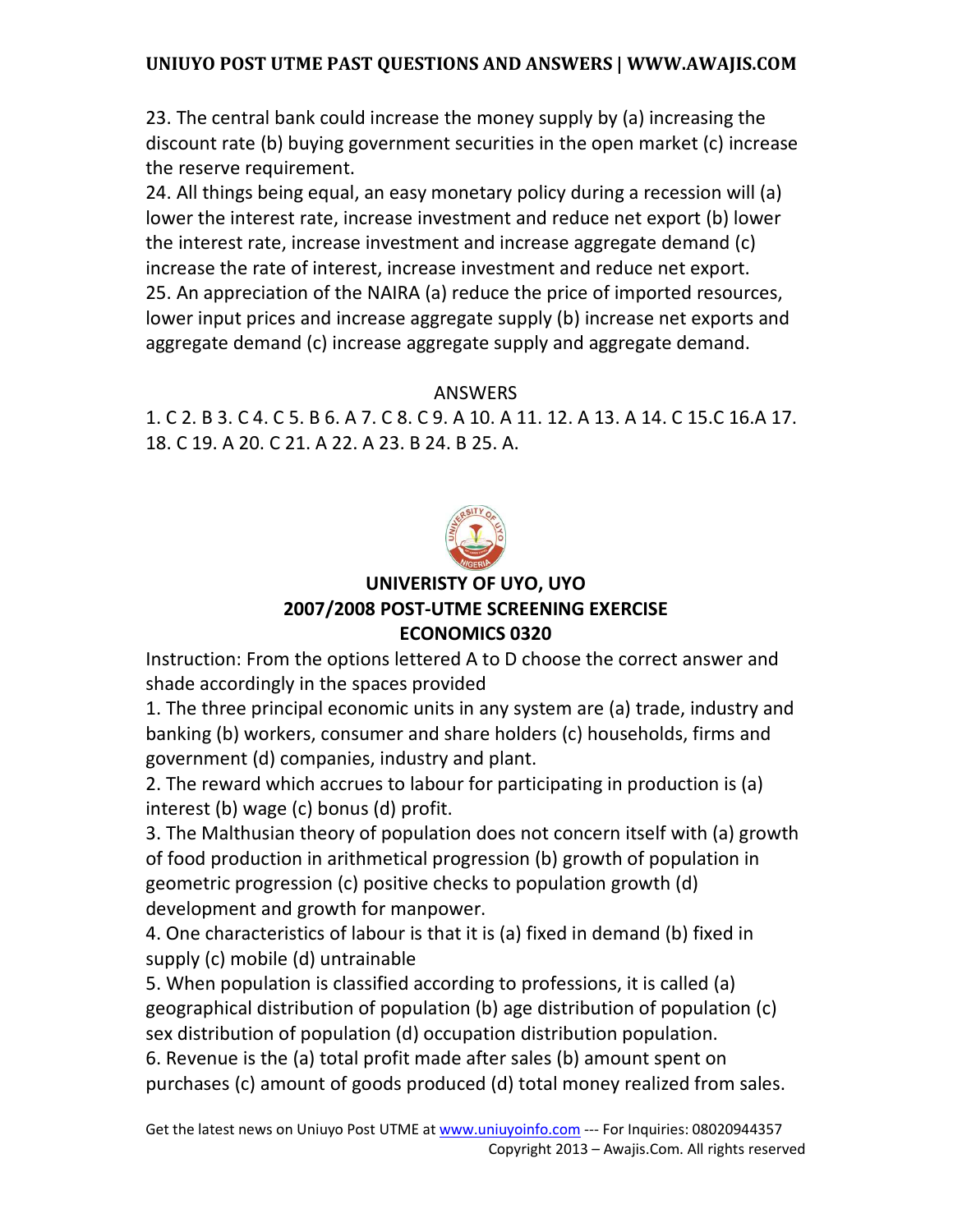23. The central bank could increase the money supply by (a) increasing the discount rate (b) buying government securities in the open market (c) increase the reserve requirement.

24. All things being equal, an easy monetary policy during a recession will (a) lower the interest rate, increase investment and reduce net export (b) lower the interest rate, increase investment and increase aggregate demand (c) increase the rate of interest, increase investment and reduce net export.

25. An appreciation of the NAIRA (a) reduce the price of imported resources, lower input prices and increase aggregate supply (b) increase net exports and aggregate demand (c) increase aggregate supply and aggregate demand.

ANSWERS

1. C 2. B 3. C 4. C 5. B 6. A 7. C 8. C 9. A 10. A 11. 12. A 13. A 14. C 15.C 16.A 17. 18. C 19. A 20. C 21. A 22. A 23. B 24. B 25. A.

## UNIVERISTY OF UYO, UYO
## 2007/2008 POST-UTME SCREENING EXERCISE
## ECONOMICS 0320

Instruction: From the options lettered A to D choose the correct answer and shade accordingly in the spaces provided

1. The three principal economic units in any system are (a) trade, industry and banking (b) workers, consumer and share holders (c) households, firms and government (d) companies, industry and plant.

2. The reward which accrues to labour for participating in production is (a) interest (b) wage (c) bonus (d) profit.

3. The Malthusian theory of population does not concern itself with (a) growth of food production in arithmetical progression (b) growth of population in geometric progression (c) positive checks to population growth (d) development and growth for manpower.

4. One characteristics of labour is that it is (a) fixed in demand (b) fixed in supply (c) mobile (d) untrainable

5. When population is classified according to professions, it is called (a) geographical distribution of population (b) age distribution of population (c) sex distribution of population (d) occupation distribution population.

6. Revenue is the (a) total profit made after sales (b) amount spent on purchases (c) amount of goods produced (d) total money realized from sales.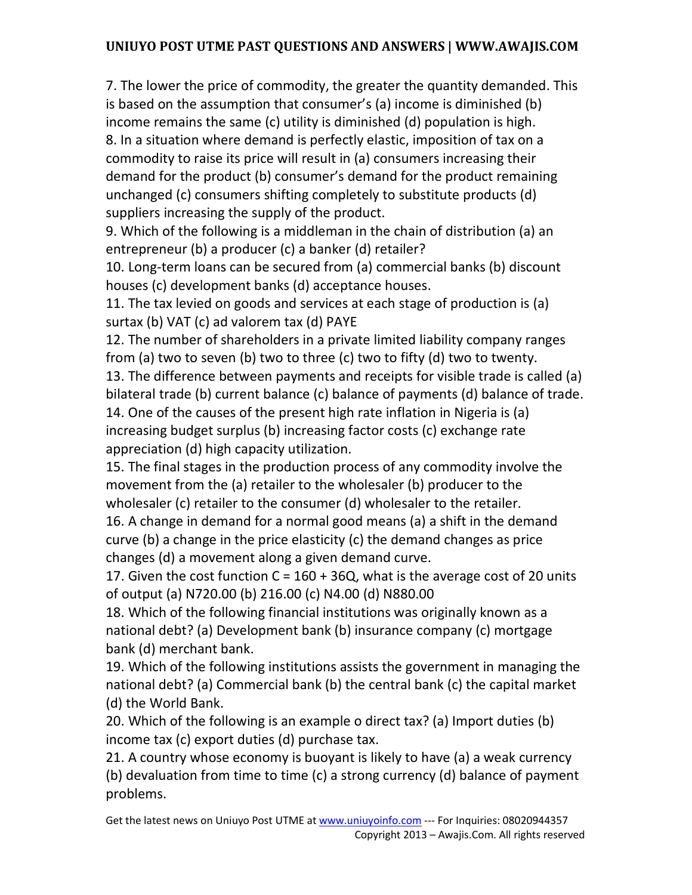7. The lower the price of commodity, the greater the quantity demanded. This is based on the assumption that consumer's (a) income is diminished (b) income remains the same (c) utility is diminished (d) population is high.

8. In a situation where demand is perfectly elastic, imposition of tax on a commodity to raise its price will result in (a) consumers increasing their demand for the product (b) consumer's demand for the product remaining unchanged (c) consumers shifting completely to substitute products (d) suppliers increasing the supply of the product.

9. Which of the following is a middleman in the chain of distribution (a) an entrepreneur (b) a producer (c) a banker (d) retailer?

10. Long-term loans can be secured from (a) commercial banks (b) discount houses (c) development banks (d) acceptance houses.

11. The tax levied on goods and services at each stage of production is (a) surtax (b) VAT (c) ad valorem tax (d) PAYE

12. The number of shareholders in a private limited liability company ranges from (a) two to seven (b) two to three (c) two to fifty (d) two to twenty.

13. The difference between payments and receipts for visible trade is called (a) bilateral trade (b) current balance (c) balance of payments (d) balance of trade.

14. One of the causes of the present high rate inflation in Nigeria is (a) increasing budget surplus (b) increasing factor costs (c) exchange rate appreciation (d) high capacity utilization.

15. The final stages in the production process of any commodity involve the movement from the (a) retailer to the wholesaler (b) producer to the wholesaler (c) retailer to the consumer (d) wholesaler to the retailer.

16. A change in demand for a normal good means (a) a shift in the demand curve (b) a change in the price elasticity (c) the demand changes as price changes (d) a movement along a given demand curve.

17. Given the cost function $C = 160 + 36Q$, what is the average cost of 20 units of output (a) N720.00 (b) 216.00 (c) N4.00 (d) N880.00

18. Which of the following financial institutions was originally known as a national debt? (a) Development bank (b) insurance company (c) mortgage bank (d) merchant bank.

19. Which of the following institutions assists the government in managing the national debt? (a) Commercial bank (b) the central bank (c) the capital market (d) the World Bank.

20. Which of the following is an example o direct tax? (a) Import duties (b) income tax (c) export duties (d) purchase tax.

21. A country whose economy is buoyant is likely to have (a) a weak currency (b) devaluation from time to time (c) a strong currency (d) balance of payment problems.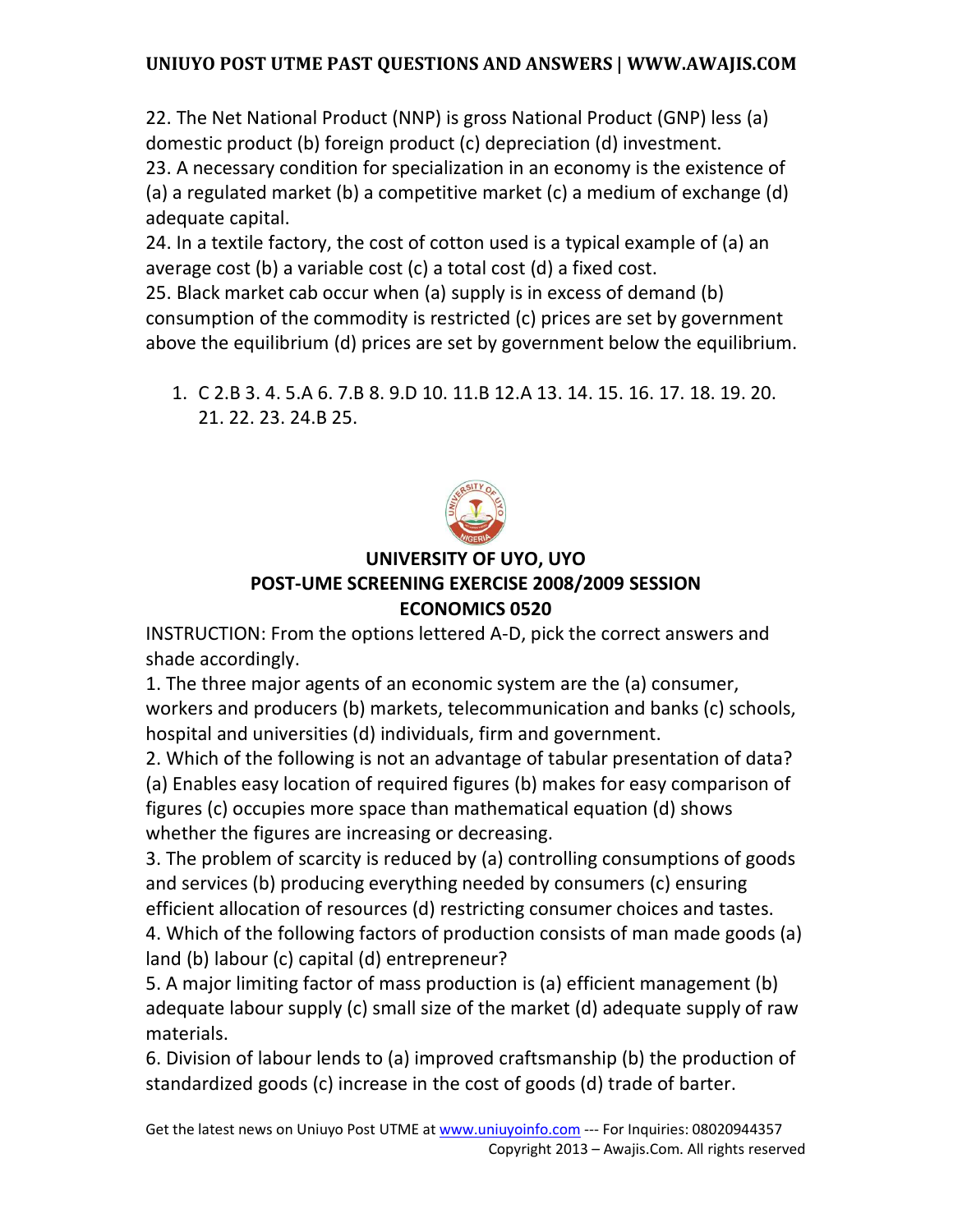22. The Net National Product (NNP) is gross National Product (GNP) less (a) domestic product (b) foreign product (c) depreciation (d) investment.
23. A necessary condition for specialization in an economy is the existence of (a) a regulated market (b) a competitive market (c) a medium of exchange (d) adequate capital.
24. In a textile factory, the cost of cotton used is a typical example of (a) an average cost (b) a variable cost (c) a total cost (d) a fixed cost.
25. Black market cab occur when (a) supply is in excess of demand (b) consumption of the commodity is restricted (c) prices are set by government above the equilibrium (d) prices are set by government below the equilibrium.

1. C 2.B 3. 4. 5.A 6. 7.B 8. 9.D 10. 11.B 12.A 13. 14. 15. 16. 17. 18. 19. 20. 21. 22. 23. 24.B 25.

## UNIVERSITY OF UYO, UYO
## POST-UME SCREENING EXERCISE 2008/2009 SESSION
## ECONOMICS 0520

INSTRUCTION: From the options lettered A-D, pick the correct answers and shade accordingly.

1. The three major agents of an economic system are the (a) consumer, workers and producers (b) markets, telecommunication and banks (c) schools, hospital and universities (d) individuals, firm and government.
2. Which of the following is not an advantage of tabular presentation of data? (a) Enables easy location of required figures (b) makes for easy comparison of figures (c) occupies more space than mathematical equation (d) shows whether the figures are increasing or decreasing.
3. The problem of scarcity is reduced by (a) controlling consumptions of goods and services (b) producing everything needed by consumers (c) ensuring efficient allocation of resources (d) restricting consumer choices and tastes.
4. Which of the following factors of production consists of man made goods (a) land (b) labour (c) capital (d) entrepreneur?
5. A major limiting factor of mass production is (a) efficient management (b) adequate labour supply (c) small size of the market (d) adequate supply of raw materials.
6. Division of labour lends to (a) improved craftsmanship (b) the production of standardized goods (c) increase in the cost of goods (d) trade of barter.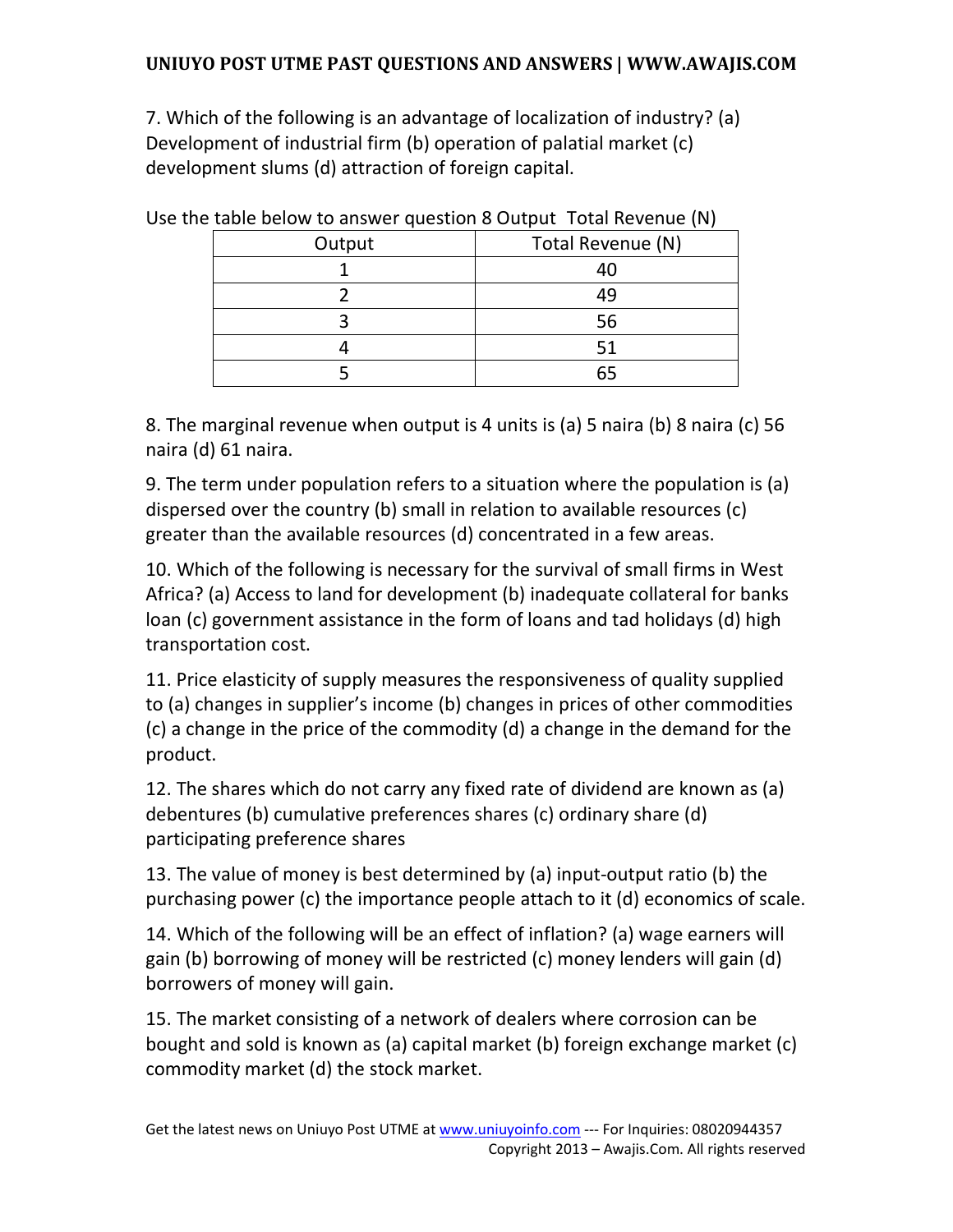7. Which of the following is an advantage of localization of industry? (a) Development of industrial firm (b) operation of palatial market (c) development slums (d) attraction of foreign capital.

Use the table below to answer question 8 Output Total Revenue (N)

| Output | Total Revenue (N) |
| --- | --- |
| 1 | 40 |
| 2 | 49 |
| 3 | 56 |
| 4 | 51 |
| 5 | 65 |

8. The marginal revenue when output is 4 units is (a) 5 naira (b) 8 naira (c) 56 naira (d) 61 naira.

9. The term under population refers to a situation where the population is (a) dispersed over the country (b) small in relation to available resources (c) greater than the available resources (d) concentrated in a few areas.

10. Which of the following is necessary for the survival of small firms in West Africa? (a) Access to land for development (b) inadequate collateral for banks loan (c) government assistance in the form of loans and tad holidays (d) high transportation cost.

11. Price elasticity of supply measures the responsiveness of quality supplied to (a) changes in supplier's income (b) changes in prices of other commodities (c) a change in the price of the commodity (d) a change in the demand for the product.

12. The shares which do not carry any fixed rate of dividend are known as (a) debentures (b) cumulative preferences shares (c) ordinary share (d) participating preference shares

13. The value of money is best determined by (a) input-output ratio (b) the purchasing power (c) the importance people attach to it (d) economics of scale.

14. Which of the following will be an effect of inflation? (a) wage earners will gain (b) borrowing of money will be restricted (c) money lenders will gain (d) borrowers of money will gain.

15. The market consisting of a network of dealers where corrosion can be bought and sold is known as (a) capital market (b) foreign exchange market (c) commodity market (d) the stock market.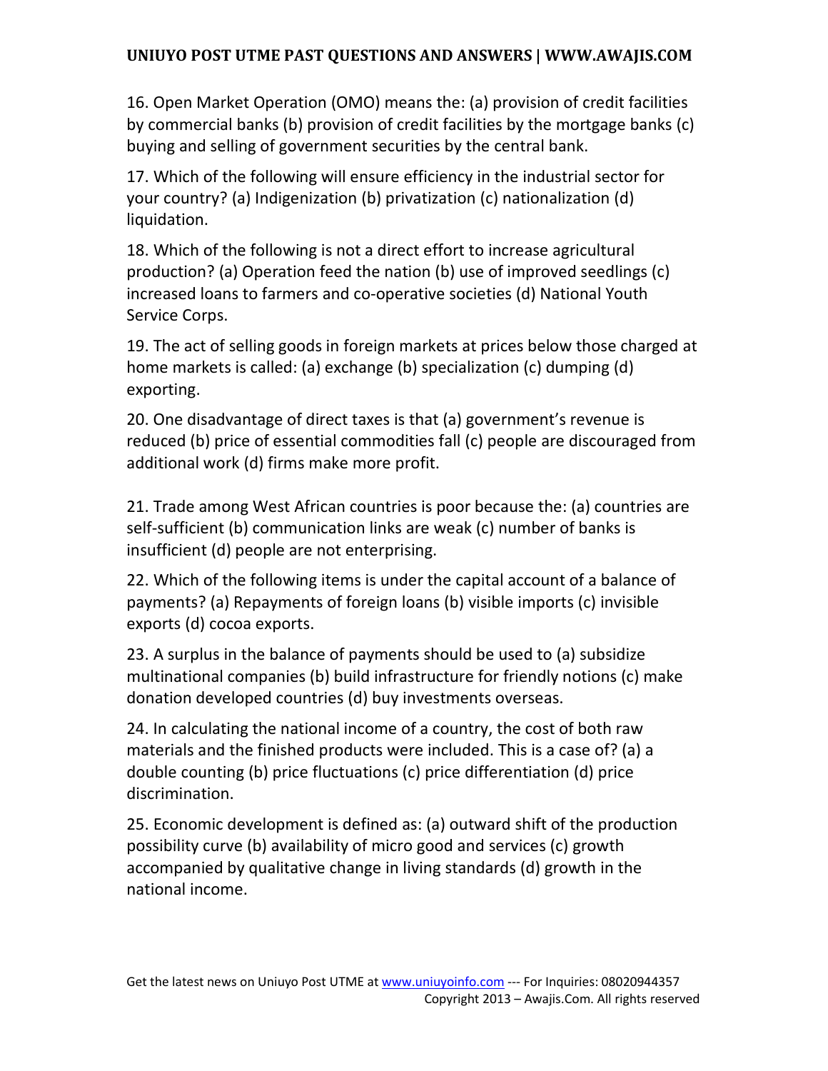16. Open Market Operation (OMO) means the: (a) provision of credit facilities by commercial banks (b) provision of credit facilities by the mortgage banks (c) buying and selling of government securities by the central bank.

17. Which of the following will ensure efficiency in the industrial sector for your country? (a) Indigenization (b) privatization (c) nationalization (d) liquidation.

18. Which of the following is not a direct effort to increase agricultural production? (a) Operation feed the nation (b) use of improved seedlings (c) increased loans to farmers and co-operative societies (d) National Youth Service Corps.

19. The act of selling goods in foreign markets at prices below those charged at home markets is called: (a) exchange (b) specialization (c) dumping (d) exporting.

20. One disadvantage of direct taxes is that (a) government's revenue is reduced (b) price of essential commodities fall (c) people are discouraged from additional work (d) firms make more profit.

21. Trade among West African countries is poor because the: (a) countries are self-sufficient (b) communication links are weak (c) number of banks is insufficient (d) people are not enterprising.

22. Which of the following items is under the capital account of a balance of payments? (a) Repayments of foreign loans (b) visible imports (c) invisible exports (d) cocoa exports.

23. A surplus in the balance of payments should be used to (a) subsidize multinational companies (b) build infrastructure for friendly notions (c) make donation developed countries (d) buy investments overseas.

24. In calculating the national income of a country, the cost of both raw materials and the finished products were included. This is a case of? (a) a double counting (b) price fluctuations (c) price differentiation (d) price discrimination.

25. Economic development is defined as: (a) outward shift of the production possibility curve (b) availability of micro good and services (c) growth accompanied by qualitative change in living standards (d) growth in the national income.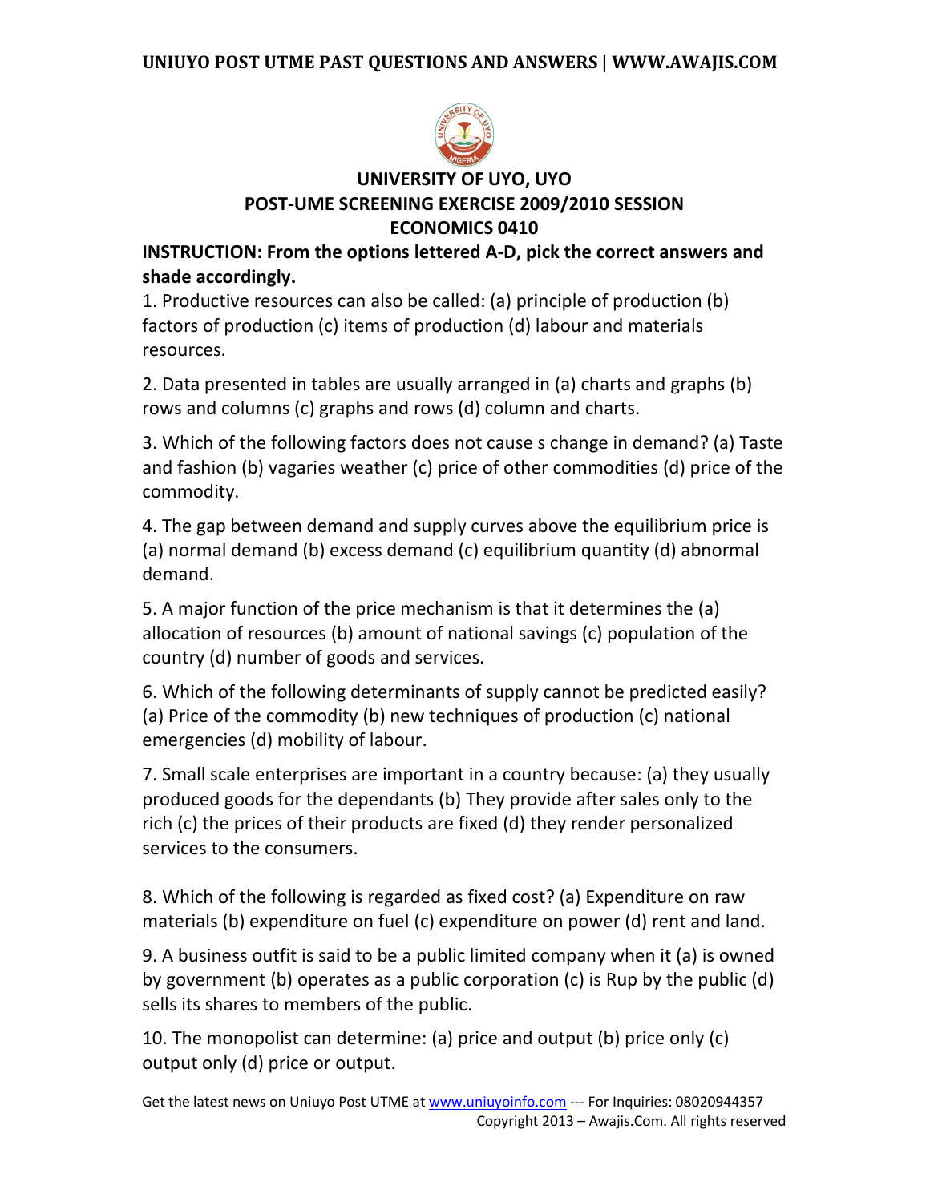## UNIVERSITY OF UYO, UYO
## POST-UME SCREENING EXERCISE 2009/2010 SESSION
## ECONOMICS 0410

**INSTRUCTION: From the options lettered A-D, pick the correct answers and shade accordingly.**

1. Productive resources can also be called: (a) principle of production (b) factors of production (c) items of production (d) labour and materials resources.

2. Data presented in tables are usually arranged in (a) charts and graphs (b) rows and columns (c) graphs and rows (d) column and charts.

3. Which of the following factors does not cause s change in demand? (a) Taste and fashion (b) vagaries weather (c) price of other commodities (d) price of the commodity.

4. The gap between demand and supply curves above the equilibrium price is (a) normal demand (b) excess demand (c) equilibrium quantity (d) abnormal demand.

5. A major function of the price mechanism is that it determines the (a) allocation of resources (b) amount of national savings (c) population of the country (d) number of goods and services.

6. Which of the following determinants of supply cannot be predicted easily? (a) Price of the commodity (b) new techniques of production (c) national emergencies (d) mobility of labour.

7. Small scale enterprises are important in a country because: (a) they usually produced goods for the dependants (b) They provide after sales only to the rich (c) the prices of their products are fixed (d) they render personalized services to the consumers.

8. Which of the following is regarded as fixed cost? (a) Expenditure on raw materials (b) expenditure on fuel (c) expenditure on power (d) rent and land.

9. A business outfit is said to be a public limited company when it (a) is owned by government (b) operates as a public corporation (c) is Rup by the public (d) sells its shares to members of the public.

10. The monopolist can determine: (a) price and output (b) price only (c) output only (d) price or output.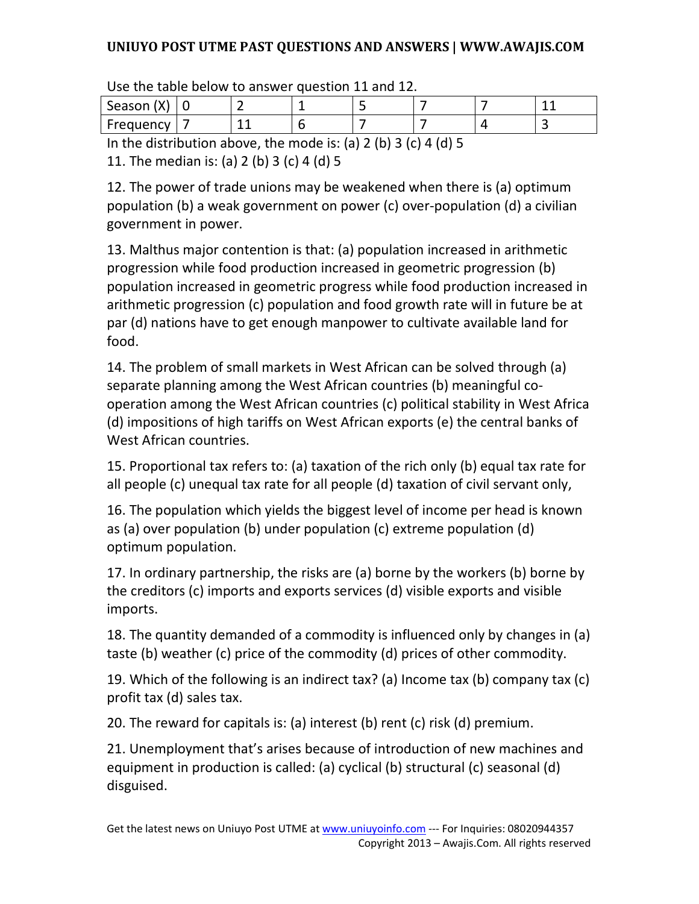Use the table below to answer question 11 and 12.

| Season (X) | 0 | 2 | 1 | 5 | 7 | 7 | 11 |
|---|---|---|---|---|---|---|---|
| Frequency | 7 | 11 | 6 | 7 | 7 | 4 | 3 |

In the distribution above, the mode is: (a) 2 (b) 3 (c) 4 (d) 5

11. The median is: (a) 2 (b) 3 (c) 4 (d) 5

12. The power of trade unions may be weakened when there is (a) optimum population (b) a weak government on power (c) over-population (d) a civilian government in power.

13. Malthus major contention is that: (a) population increased in arithmetic progression while food production increased in geometric progression (b) population increased in geometric progress while food production increased in arithmetic progression (c) population and food growth rate will in future be at par (d) nations have to get enough manpower to cultivate available land for food.

14. The problem of small markets in West African can be solved through (a) separate planning among the West African countries (b) meaningful co-operation among the West African countries (c) political stability in West Africa (d) impositions of high tariffs on West African exports (e) the central banks of West African countries.

15. Proportional tax refers to: (a) taxation of the rich only (b) equal tax rate for all people (c) unequal tax rate for all people (d) taxation of civil servant only,

16. The population which yields the biggest level of income per head is known as (a) over population (b) under population (c) extreme population (d) optimum population.

17. In ordinary partnership, the risks are (a) borne by the workers (b) borne by the creditors (c) imports and exports services (d) visible exports and visible imports.

18. The quantity demanded of a commodity is influenced only by changes in (a) taste (b) weather (c) price of the commodity (d) prices of other commodity.

19. Which of the following is an indirect tax? (a) Income tax (b) company tax (c) profit tax (d) sales tax.

20. The reward for capitals is: (a) interest (b) rent (c) risk (d) premium.

21. Unemployment that's arises because of introduction of new machines and equipment in production is called: (a) cyclical (b) structural (c) seasonal (d) disguised.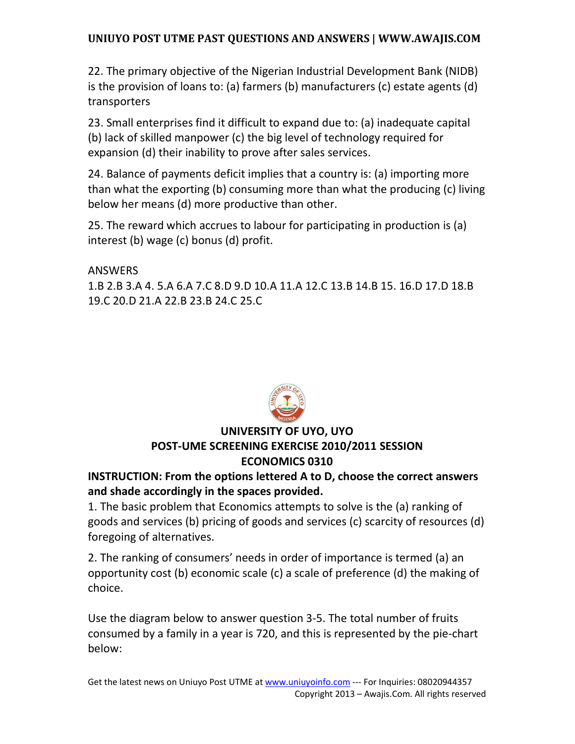22. The primary objective of the Nigerian Industrial Development Bank (NIDB) is the provision of loans to: (a) farmers (b) manufacturers (c) estate agents (d) transporters

23. Small enterprises find it difficult to expand due to: (a) inadequate capital (b) lack of skilled manpower (c) the big level of technology required for expansion (d) their inability to prove after sales services.

24. Balance of payments deficit implies that a country is: (a) importing more than what the exporting (b) consuming more than what the producing (c) living below her means (d) more productive than other.

25. The reward which accrues to labour for participating in production is (a) interest (b) wage (c) bonus (d) profit.

ANSWERS
1.B 2.B 3.A 4. 5.A 6.A 7.C 8.D 9.D 10.A 11.A 12.C 13.B 14.B 15. 16.D 17.D 18.B 19.C 20.D 21.A 22.B 23.B 24.C 25.C

## UNIVERSITY OF UYO, UYO
## POST-UME SCREENING EXERCISE 2010/2011 SESSION
## ECONOMICS 0310

**INSTRUCTION: From the options lettered A to D, choose the correct answers and shade accordingly in the spaces provided.**

1. The basic problem that Economics attempts to solve is the (a) ranking of goods and services (b) pricing of goods and services (c) scarcity of resources (d) foregoing of alternatives.

2. The ranking of consumers' needs in order of importance is termed (a) an opportunity cost (b) economic scale (c) a scale of preference (d) the making of choice.

Use the diagram below to answer question 3-5. The total number of fruits consumed by a family in a year is 720, and this is represented by the pie-chart below: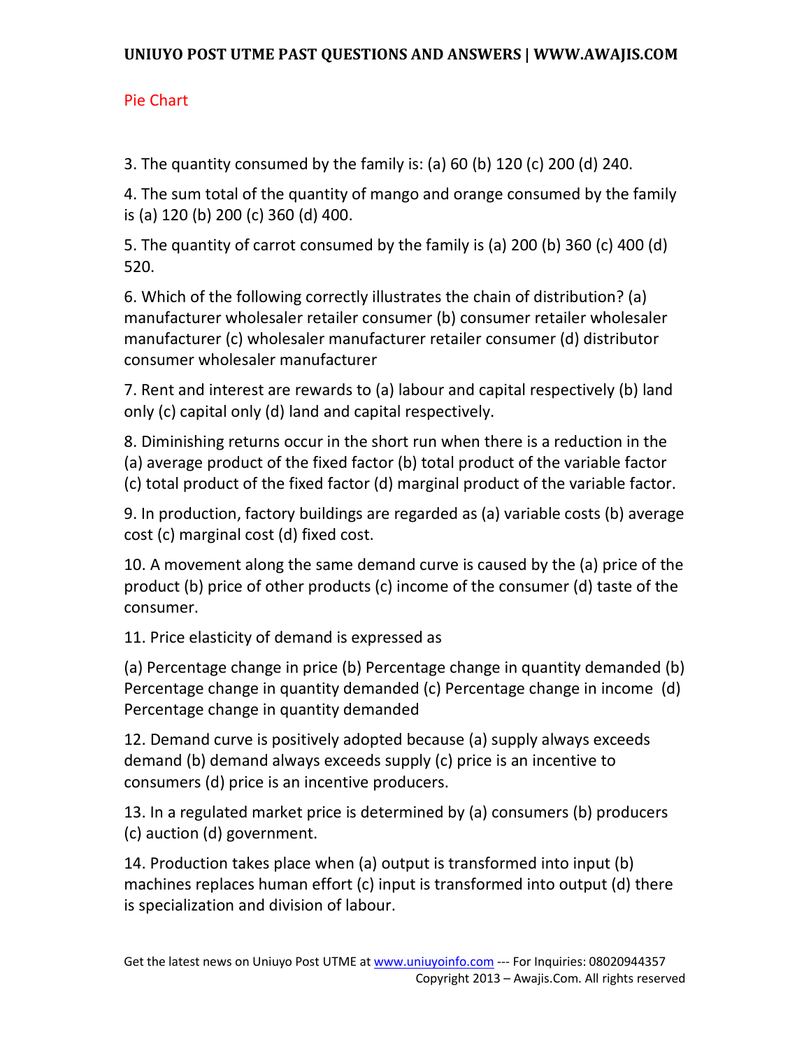Pie Chart

3. The quantity consumed by the family is: (a) 60 (b) 120 (c) 200 (d) 240.

4. The sum total of the quantity of mango and orange consumed by the family is (a) 120 (b) 200 (c) 360 (d) 400.

5. The quantity of carrot consumed by the family is (a) 200 (b) 360 (c) 400 (d) 520.

6. Which of the following correctly illustrates the chain of distribution? (a) manufacturer wholesaler retailer consumer (b) consumer retailer wholesaler manufacturer (c) wholesaler manufacturer retailer consumer (d) distributor consumer wholesaler manufacturer

7. Rent and interest are rewards to (a) labour and capital respectively (b) land only (c) capital only (d) land and capital respectively.

8. Diminishing returns occur in the short run when there is a reduction in the (a) average product of the fixed factor (b) total product of the variable factor (c) total product of the fixed factor (d) marginal product of the variable factor.

9. In production, factory buildings are regarded as (a) variable costs (b) average cost (c) marginal cost (d) fixed cost.

10. A movement along the same demand curve is caused by the (a) price of the product (b) price of other products (c) income of the consumer (d) taste of the consumer.

11. Price elasticity of demand is expressed as

(a) Percentage change in price (b) Percentage change in quantity demanded (b) Percentage change in quantity demanded (c) Percentage change in income (d) Percentage change in quantity demanded

12. Demand curve is positively adopted because (a) supply always exceeds demand (b) demand always exceeds supply (c) price is an incentive to consumers (d) price is an incentive producers.

13. In a regulated market price is determined by (a) consumers (b) producers (c) auction (d) government.

14. Production takes place when (a) output is transformed into input (b) machines replaces human effort (c) input is transformed into output (d) there is specialization and division of labour.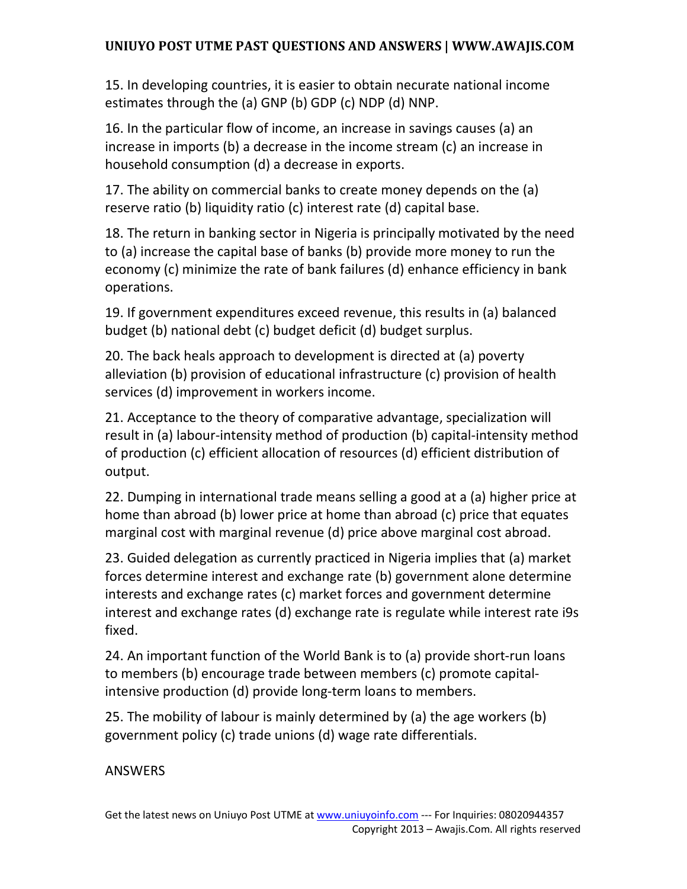15. In developing countries, it is easier to obtain necurate national income estimates through the (a) GNP (b) GDP (c) NDP (d) NNP.

16. In the particular flow of income, an increase in savings causes (a) an increase in imports (b) a decrease in the income stream (c) an increase in household consumption (d) a decrease in exports.

17. The ability on commercial banks to create money depends on the (a) reserve ratio (b) liquidity ratio (c) interest rate (d) capital base.

18. The return in banking sector in Nigeria is principally motivated by the need to (a) increase the capital base of banks (b) provide more money to run the economy (c) minimize the rate of bank failures (d) enhance efficiency in bank operations.

19. If government expenditures exceed revenue, this results in (a) balanced budget (b) national debt (c) budget deficit (d) budget surplus.

20. The back heals approach to development is directed at (a) poverty alleviation (b) provision of educational infrastructure (c) provision of health services (d) improvement in workers income.

21. Acceptance to the theory of comparative advantage, specialization will result in (a) labour-intensity method of production (b) capital-intensity method of production (c) efficient allocation of resources (d) efficient distribution of output.

22. Dumping in international trade means selling a good at a (a) higher price at home than abroad (b) lower price at home than abroad (c) price that equates marginal cost with marginal revenue (d) price above marginal cost abroad.

23. Guided delegation as currently practiced in Nigeria implies that (a) market forces determine interest and exchange rate (b) government alone determine interests and exchange rates (c) market forces and government determine interest and exchange rates (d) exchange rate is regulate while interest rate i9s fixed.

24. An important function of the World Bank is to (a) provide short-run loans to members (b) encourage trade between members (c) promote capital-intensive production (d) provide long-term loans to members.

25. The mobility of labour is mainly determined by (a) the age workers (b) government policy (c) trade unions (d) wage rate differentials.

ANSWERS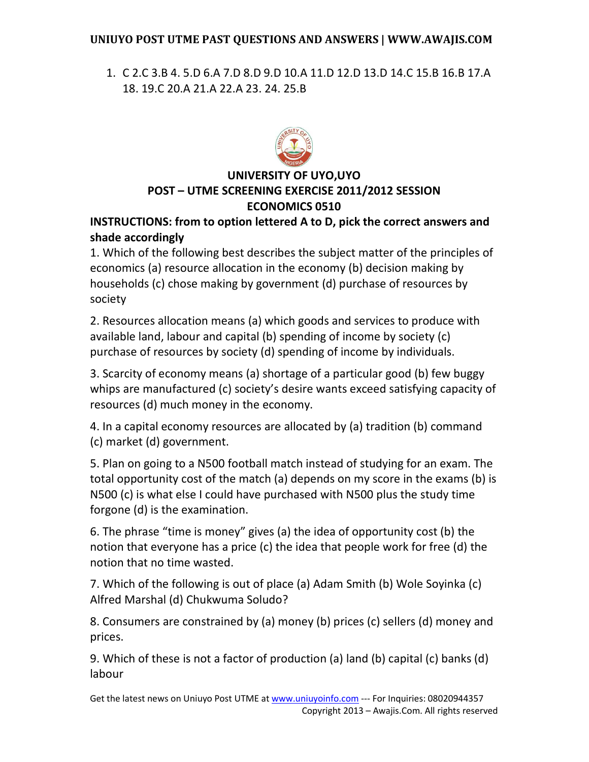1. C 2.C 3.B 4. 5.D 6.A 7.D 8.D 9.D 10.A 11.D 12.D 13.D 14.C 15.B 16.B 17.A 18. 19.C 20.A 21.A 22.A 23. 24. 25.B

## UNIVERSITY OF UYO,UYO
## POST – UTME SCREENING EXERCISE 2011/2012 SESSION
## ECONOMICS 0510

**INSTRUCTIONS: from to option lettered A to D, pick the correct answers and shade accordingly**

1. Which of the following best describes the subject matter of the principles of economics (a) resource allocation in the economy (b) decision making by households (c) chose making by government (d) purchase of resources by society

2. Resources allocation means (a) which goods and services to produce with available land, labour and capital (b) spending of income by society (c) purchase of resources by society (d) spending of income by individuals.

3. Scarcity of economy means (a) shortage of a particular good (b) few buggy whips are manufactured (c) society's desire wants exceed satisfying capacity of resources (d) much money in the economy.

4. In a capital economy resources are allocated by (a) tradition (b) command (c) market (d) government.

5. Plan on going to a N500 football match instead of studying for an exam. The total opportunity cost of the match (a) depends on my score in the exams (b) is N500 (c) is what else I could have purchased with N500 plus the study time forgone (d) is the examination.

6. The phrase "time is money" gives (a) the idea of opportunity cost (b) the notion that everyone has a price (c) the idea that people work for free (d) the notion that no time wasted.

7. Which of the following is out of place (a) Adam Smith (b) Wole Soyinka (c) Alfred Marshal (d) Chukwuma Soludo?

8. Consumers are constrained by (a) money (b) prices (c) sellers (d) money and prices.

9. Which of these is not a factor of production (a) land (b) capital (c) banks (d) labour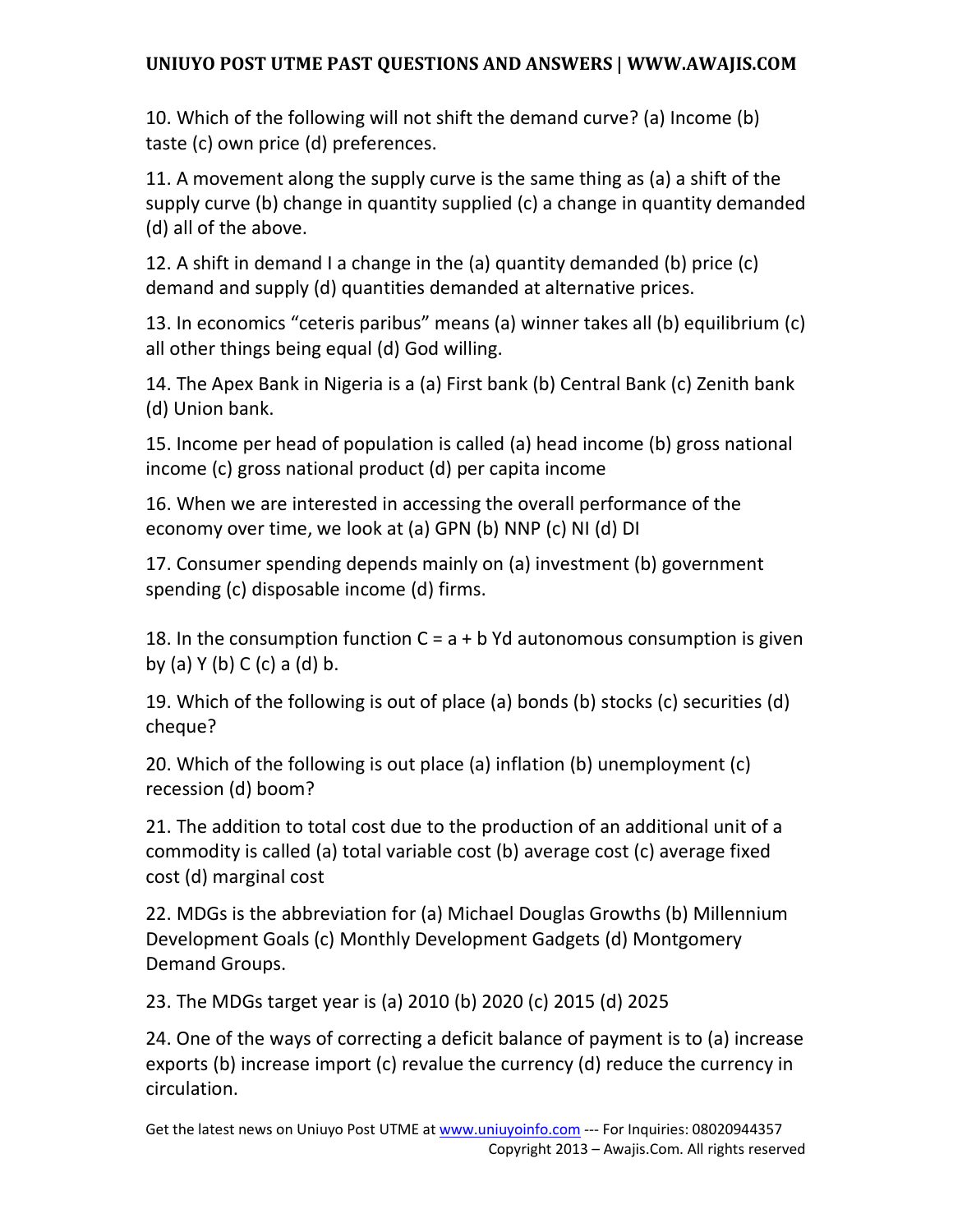10. Which of the following will not shift the demand curve? (a) Income (b) taste (c) own price (d) preferences.

11. A movement along the supply curve is the same thing as (a) a shift of the supply curve (b) change in quantity supplied (c) a change in quantity demanded (d) all of the above.

12. A shift in demand I a change in the (a) quantity demanded (b) price (c) demand and supply (d) quantities demanded at alternative prices.

13. In economics "ceteris paribus" means (a) winner takes all (b) equilibrium (c) all other things being equal (d) God willing.

14. The Apex Bank in Nigeria is a (a) First bank (b) Central Bank (c) Zenith bank (d) Union bank.

15. Income per head of population is called (a) head income (b) gross national income (c) gross national product (d) per capita income

16. When we are interested in accessing the overall performance of the economy over time, we look at (a) GPN (b) NNP (c) NI (d) DI

17. Consumer spending depends mainly on (a) investment (b) government spending (c) disposable income (d) firms.

18. In the consumption function C = a + b Yd autonomous consumption is given by (a) Y (b) C (c) a (d) b.

19. Which of the following is out of place (a) bonds (b) stocks (c) securities (d) cheque?

20. Which of the following is out place (a) inflation (b) unemployment (c) recession (d) boom?

21. The addition to total cost due to the production of an additional unit of a commodity is called (a) total variable cost (b) average cost (c) average fixed cost (d) marginal cost

22. MDGs is the abbreviation for (a) Michael Douglas Growths (b) Millennium Development Goals (c) Monthly Development Gadgets (d) Montgomery Demand Groups.

23. The MDGs target year is (a) 2010 (b) 2020 (c) 2015 (d) 2025

24. One of the ways of correcting a deficit balance of payment is to (a) increase exports (b) increase import (c) revalue the currency (d) reduce the currency in circulation.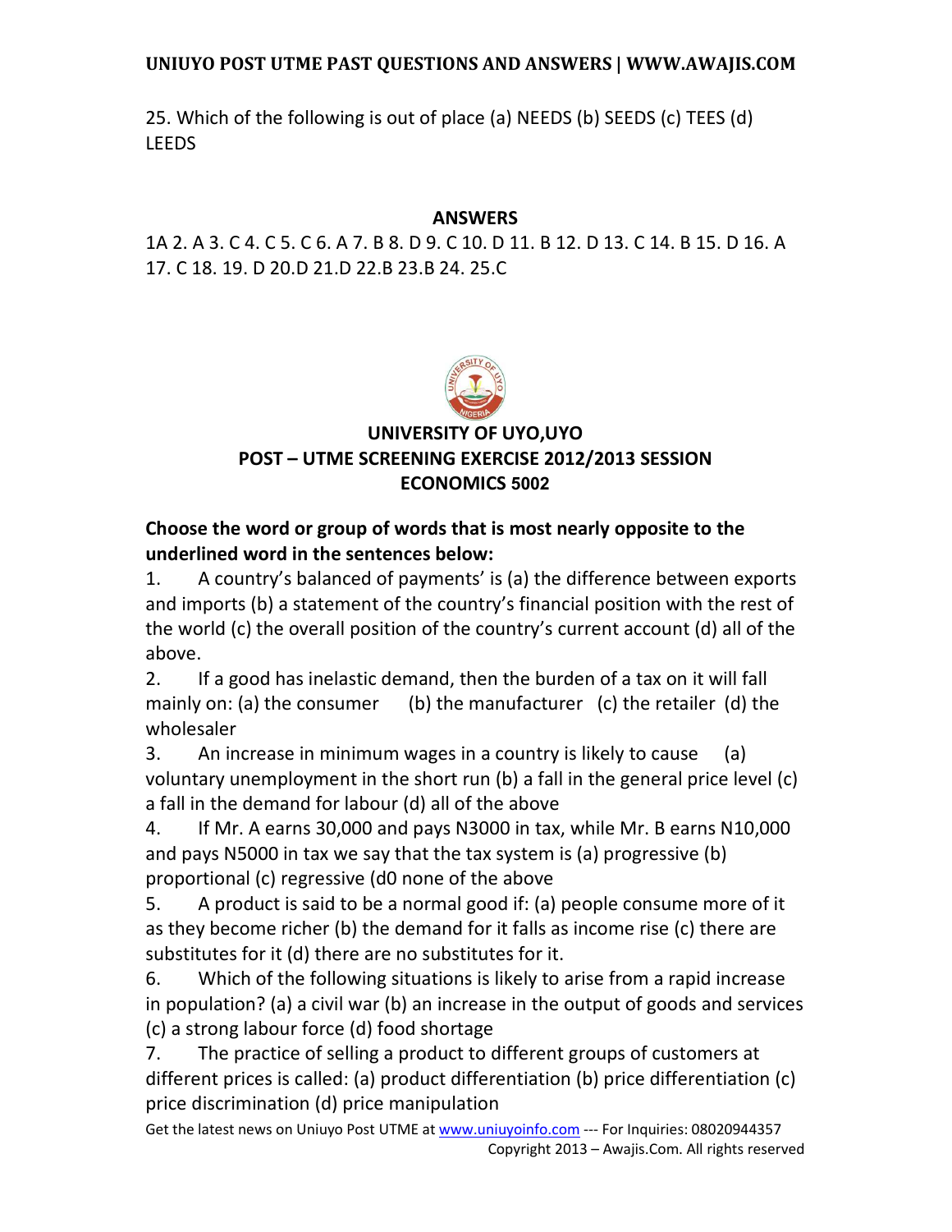25. Which of the following is out of place (a) NEEDS (b) SEEDS (c) TEES (d) LEEDS

**ANSWERS**

1A 2. A 3. C 4. C 5. C 6. A 7. B 8. D 9. C 10. D 11. B 12. D 13. C 14. B 15. D 16. A 17. C 18. 19. D 20.D 21.D 22.B 23.B 24. 25.C

## UNIVERSITY OF UYO,UYO
## POST – UTME SCREENING EXERCISE 2012/2013 SESSION
## ECONOMICS 5002

**Choose the word or group of words that is most nearly opposite to the underlined word in the sentences below:**

1. A country's balanced of payments' is (a) the difference between exports and imports (b) a statement of the country's financial position with the rest of the world (c) the overall position of the country's current account (d) all of the above.
2. If a good has inelastic demand, then the burden of a tax on it will fall mainly on: (a) the consumer (b) the manufacturer (c) the retailer (d) the wholesaler
3. An increase in minimum wages in a country is likely to cause (a) voluntary unemployment in the short run (b) a fall in the general price level (c) a fall in the demand for labour (d) all of the above
4. If Mr. A earns 30,000 and pays N3000 in tax, while Mr. B earns N10,000 and pays N5000 in tax we say that the tax system is (a) progressive (b) proportional (c) regressive (d0 none of the above
5. A product is said to be a normal good if: (a) people consume more of it as they become richer (b) the demand for it falls as income rise (c) there are substitutes for it (d) there are no substitutes for it.
6. Which of the following situations is likely to arise from a rapid increase in population? (a) a civil war (b) an increase in the output of goods and services (c) a strong labour force (d) food shortage
7. The practice of selling a product to different groups of customers at different prices is called: (a) product differentiation (b) price differentiation (c) price discrimination (d) price manipulation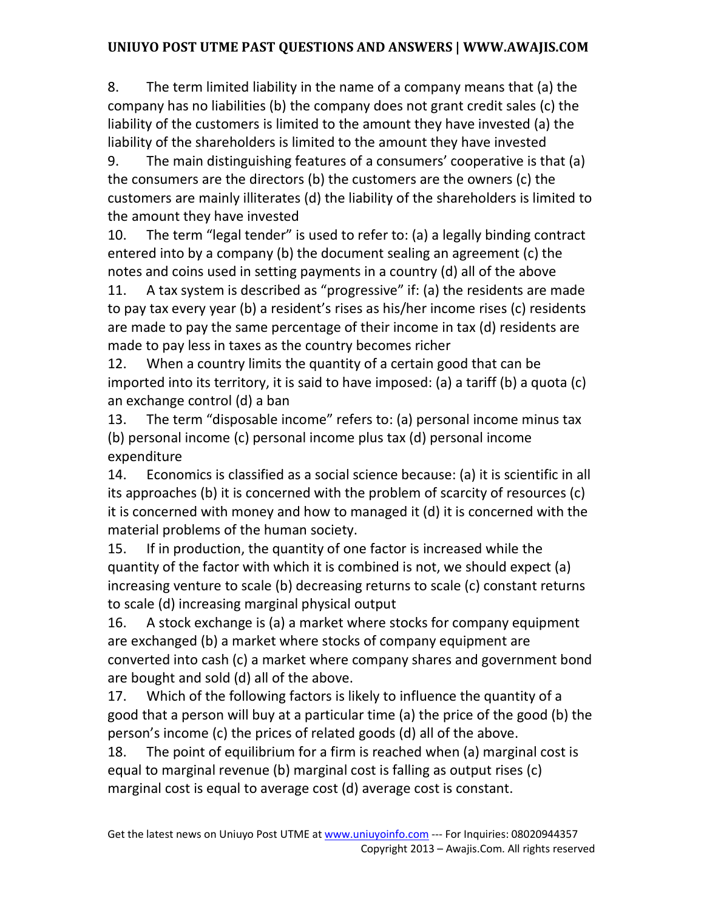8. The term limited liability in the name of a company means that (a) the company has no liabilities (b) the company does not grant credit sales (c) the liability of the customers is limited to the amount they have invested (a) the liability of the shareholders is limited to the amount they have invested

9. The main distinguishing features of a consumers' cooperative is that (a) the consumers are the directors (b) the customers are the owners (c) the customers are mainly illiterates (d) the liability of the shareholders is limited to the amount they have invested

10. The term "legal tender" is used to refer to: (a) a legally binding contract entered into by a company (b) the document sealing an agreement (c) the notes and coins used in setting payments in a country (d) all of the above

11. A tax system is described as "progressive" if: (a) the residents are made to pay tax every year (b) a resident's rises as his/her income rises (c) residents are made to pay the same percentage of their income in tax (d) residents are made to pay less in taxes as the country becomes richer

12. When a country limits the quantity of a certain good that can be imported into its territory, it is said to have imposed: (a) a tariff (b) a quota (c) an exchange control (d) a ban

13. The term "disposable income" refers to: (a) personal income minus tax (b) personal income (c) personal income plus tax (d) personal income expenditure

14. Economics is classified as a social science because: (a) it is scientific in all its approaches (b) it is concerned with the problem of scarcity of resources (c) it is concerned with money and how to managed it (d) it is concerned with the material problems of the human society.

15. If in production, the quantity of one factor is increased while the quantity of the factor with which it is combined is not, we should expect (a) increasing venture to scale (b) decreasing returns to scale (c) constant returns to scale (d) increasing marginal physical output

16. A stock exchange is (a) a market where stocks for company equipment are exchanged (b) a market where stocks of company equipment are converted into cash (c) a market where company shares and government bond are bought and sold (d) all of the above.

17. Which of the following factors is likely to influence the quantity of a good that a person will buy at a particular time (a) the price of the good (b) the person's income (c) the prices of related goods (d) all of the above.

18. The point of equilibrium for a firm is reached when (a) marginal cost is equal to marginal revenue (b) marginal cost is falling as output rises (c) marginal cost is equal to average cost (d) average cost is constant.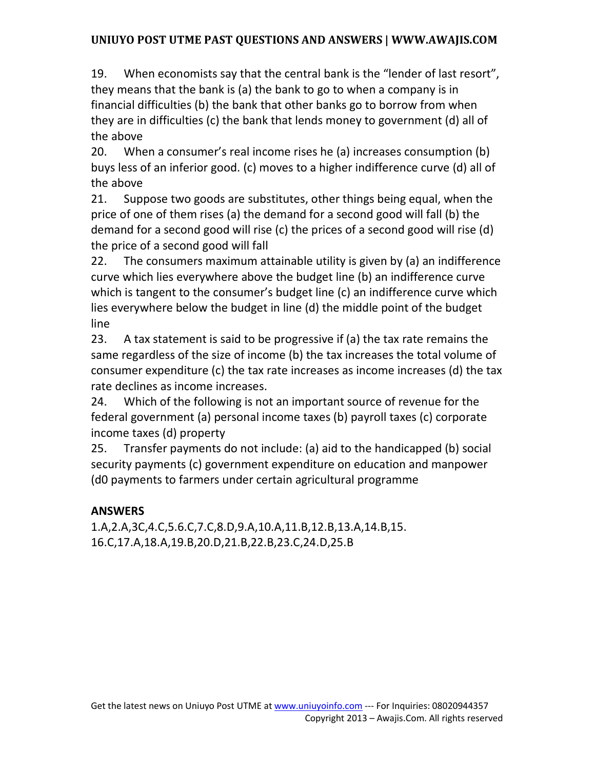19. When economists say that the central bank is the "lender of last resort", they means that the bank is (a) the bank to go to when a company is in financial difficulties (b) the bank that other banks go to borrow from when they are in difficulties (c) the bank that lends money to government (d) all of the above

20. When a consumer's real income rises he (a) increases consumption (b) buys less of an inferior good. (c) moves to a higher indifference curve (d) all of the above

21. Suppose two goods are substitutes, other things being equal, when the price of one of them rises (a) the demand for a second good will fall (b) the demand for a second good will rise (c) the prices of a second good will rise (d) the price of a second good will fall

22. The consumers maximum attainable utility is given by (a) an indifference curve which lies everywhere above the budget line (b) an indifference curve which is tangent to the consumer's budget line (c) an indifference curve which lies everywhere below the budget in line (d) the middle point of the budget line

23. A tax statement is said to be progressive if (a) the tax rate remains the same regardless of the size of income (b) the tax increases the total volume of consumer expenditure (c) the tax rate increases as income increases (d) the tax rate declines as income increases.

24. Which of the following is not an important source of revenue for the federal government (a) personal income taxes (b) payroll taxes (c) corporate income taxes (d) property

25. Transfer payments do not include: (a) aid to the handicapped (b) social security payments (c) government expenditure on education and manpower (d0 payments to farmers under certain agricultural programme

**ANSWERS**

1.A,2.A,3C,4.C,5.6.C,7.C,8.D,9.A,10.A,11.B,12.B,13.A,14.B,15.
16.C,17.A,18.A,19.B,20.D,21.B,22.B,23.C,24.D,25.B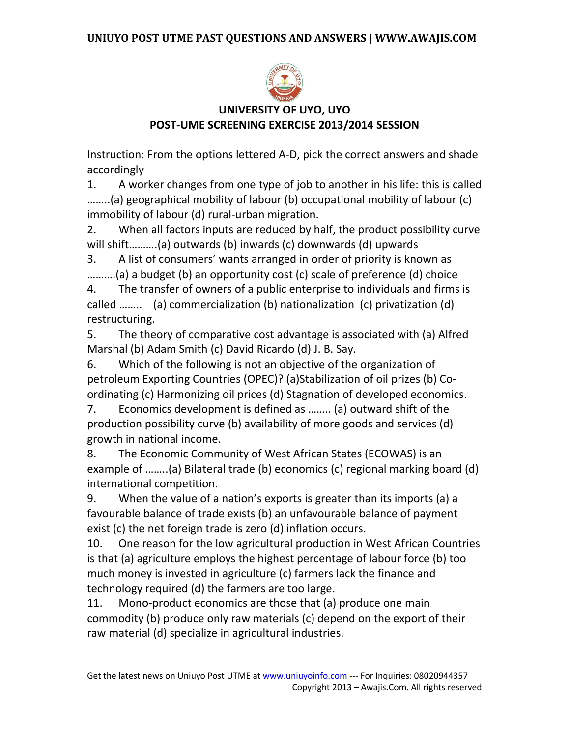## UNIVERSITY OF UYO, UYO
## POST-UME SCREENING EXERCISE 2013/2014 SESSION

Instruction: From the options lettered A-D, pick the correct answers and shade accordingly

1. A worker changes from one type of job to another in his life: this is called ……..(a) geographical mobility of labour (b) occupational mobility of labour (c) immobility of labour (d) rural-urban migration.
2. When all factors inputs are reduced by half, the product possibility curve will shift……….(a) outwards (b) inwards (c) downwards (d) upwards
3. A list of consumers' wants arranged in order of priority is known as ……….(a) a budget (b) an opportunity cost (c) scale of preference (d) choice
4. The transfer of owners of a public enterprise to individuals and firms is called …….. (a) commercialization (b) nationalization (c) privatization (d) restructuring.
5. The theory of comparative cost advantage is associated with (a) Alfred Marshal (b) Adam Smith (c) David Ricardo (d) J. B. Say.
6. Which of the following is not an objective of the organization of petroleum Exporting Countries (OPEC)? (a)Stabilization of oil prizes (b) Co-ordinating (c) Harmonizing oil prices (d) Stagnation of developed economics.
7. Economics development is defined as …….. (a) outward shift of the production possibility curve (b) availability of more goods and services (d) growth in national income.
8. The Economic Community of West African States (ECOWAS) is an example of ……..(a) Bilateral trade (b) economics (c) regional marking board (d) international competition.
9. When the value of a nation's exports is greater than its imports (a) a favourable balance of trade exists (b) an unfavourable balance of payment exist (c) the net foreign trade is zero (d) inflation occurs.
10. One reason for the low agricultural production in West African Countries is that (a) agriculture employs the highest percentage of labour force (b) too much money is invested in agriculture (c) farmers lack the finance and technology required (d) the farmers are too large.
11. Mono-product economics are those that (a) produce one main commodity (b) produce only raw materials (c) depend on the export of their raw material (d) specialize in agricultural industries.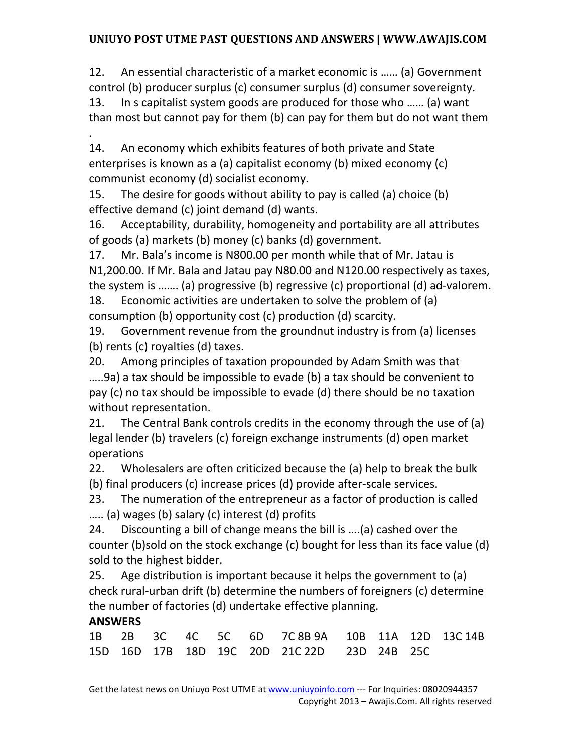12. An essential characteristic of a market economic is …… (a) Government control (b) producer surplus (c) consumer surplus (d) consumer sovereignty.
13. In s capitalist system goods are produced for those who …… (a) want than most but cannot pay for them (b) can pay for them but do not want them
.
14. An economy which exhibits features of both private and State enterprises is known as a (a) capitalist economy (b) mixed economy (c) communist economy (d) socialist economy.
15. The desire for goods without ability to pay is called (a) choice (b) effective demand (c) joint demand (d) wants.
16. Acceptability, durability, homogeneity and portability are all attributes of goods (a) markets (b) money (c) banks (d) government.
17. Mr. Bala's income is N800.00 per month while that of Mr. Jatau is N1,200.00. If Mr. Bala and Jatau pay N80.00 and N120.00 respectively as taxes, the system is ……. (a) progressive (b) regressive (c) proportional (d) ad-valorem.
18. Economic activities are undertaken to solve the problem of (a) consumption (b) opportunity cost (c) production (d) scarcity.
19. Government revenue from the groundnut industry is from (a) licenses (b) rents (c) royalties (d) taxes.
20. Among principles of taxation propounded by Adam Smith was that …..9a) a tax should be impossible to evade (b) a tax should be convenient to pay (c) no tax should be impossible to evade (d) there should be no taxation without representation.
21. The Central Bank controls credits in the economy through the use of (a) legal lender (b) travelers (c) foreign exchange instruments (d) open market operations
22. Wholesalers are often criticized because the (a) help to break the bulk (b) final producers (c) increase prices (d) provide after-scale services.
23. The numeration of the entrepreneur as a factor of production is called ….. (a) wages (b) salary (c) interest (d) profits
24. Discounting a bill of change means the bill is ….(a) cashed over the counter (b)sold on the stock exchange (c) bought for less than its face value (d) sold to the highest bidder.
25. Age distribution is important because it helps the government to (a) check rural-urban drift (b) determine the numbers of foreigners (c) determine the number of factories (d) undertake effective planning.

**ANSWERS**

1B 2B 3C 4C 5C 6D 7C 8B 9A 10B 11A 12D 13C 14B
15D 16D 17B 18D 19C 20D 21C 22D 23D 24B 25C